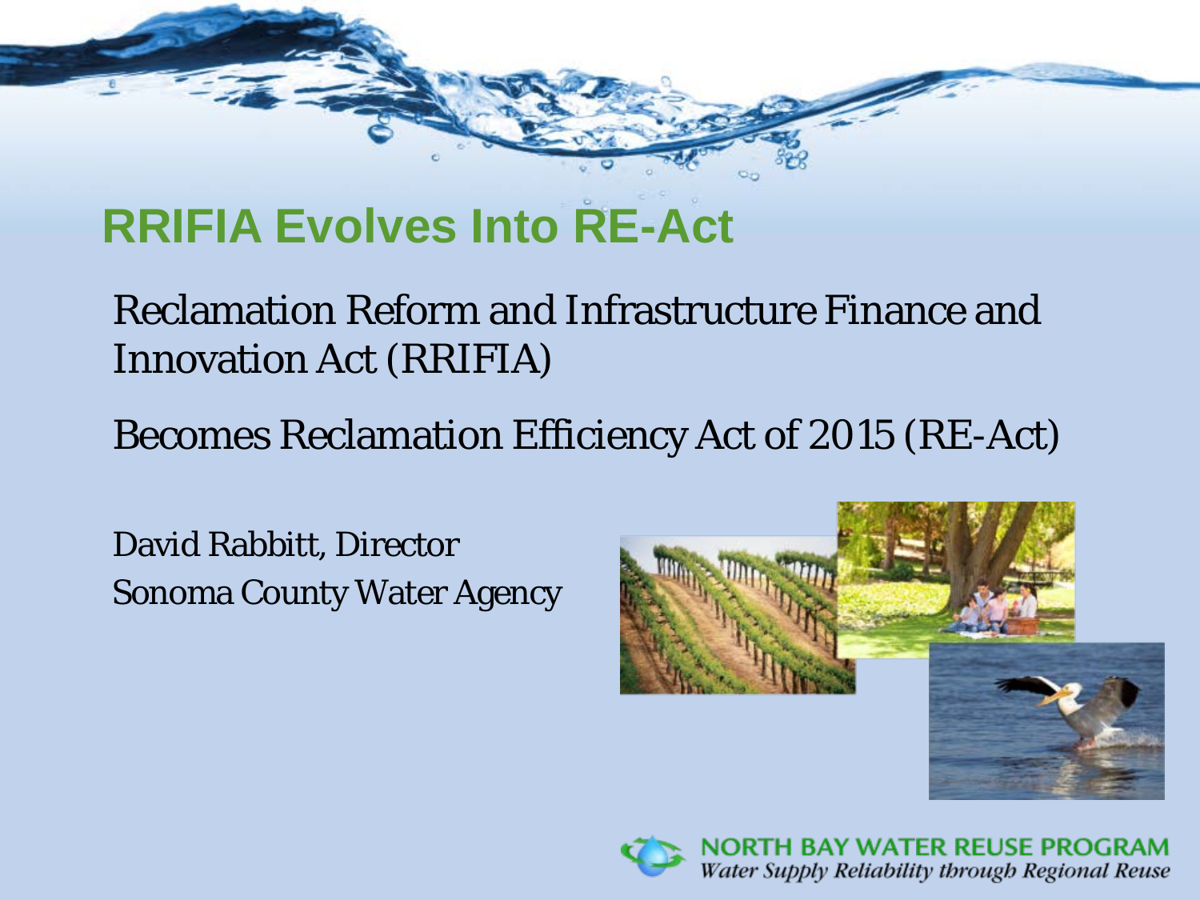# RRIFIA Evolves Into RE-Act

Reclamation Reform and Infrastructure Finance and Innovation Act (RRIFIA)

Becomes Reclamation Efficiency Act of 2015 (RE-Act)

David Rabbitt, Director
Sonoma County Water Agency

NORTH BAY WATER REUSE PROGRAM
*Water Supply Reliability through Regional Reuse*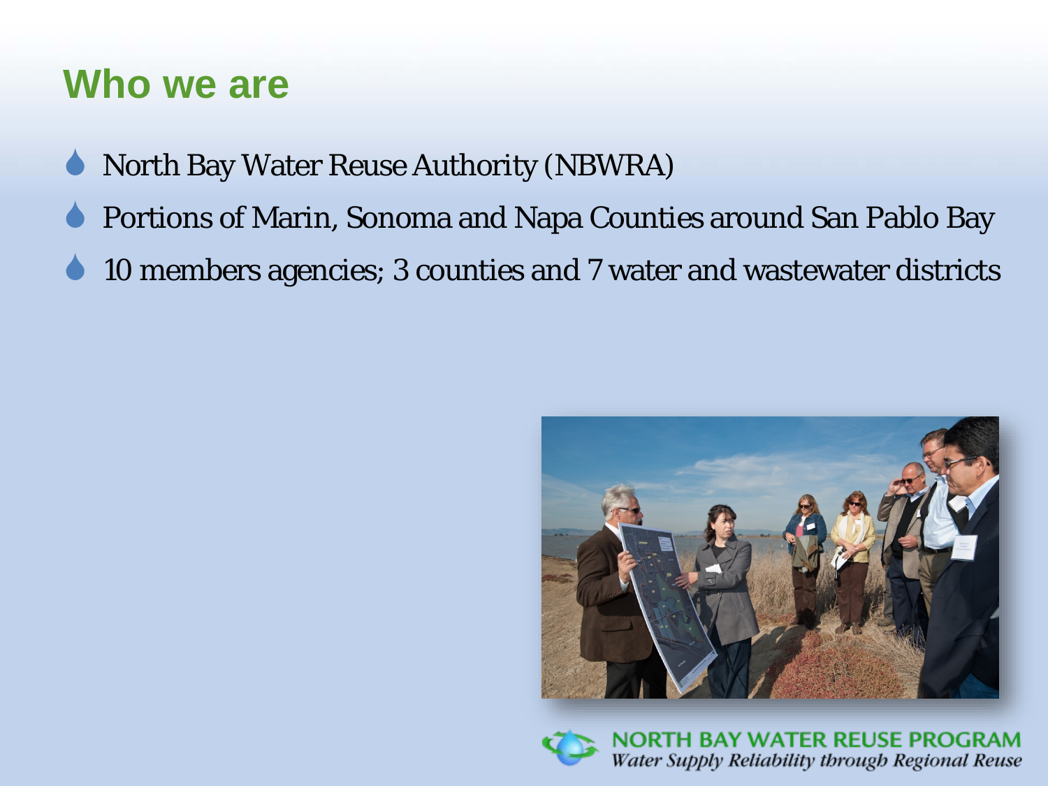## Who we are

- North Bay Water Reuse Authority (NBWRA)
- Portions of Marin, Sonoma and Napa Counties around San Pablo Bay
- 10 members agencies; 3 counties and 7 water and wastewater districts

NORTH BAY WATER REUSE PROGRAM

*Water Supply Reliability through Regional Reuse*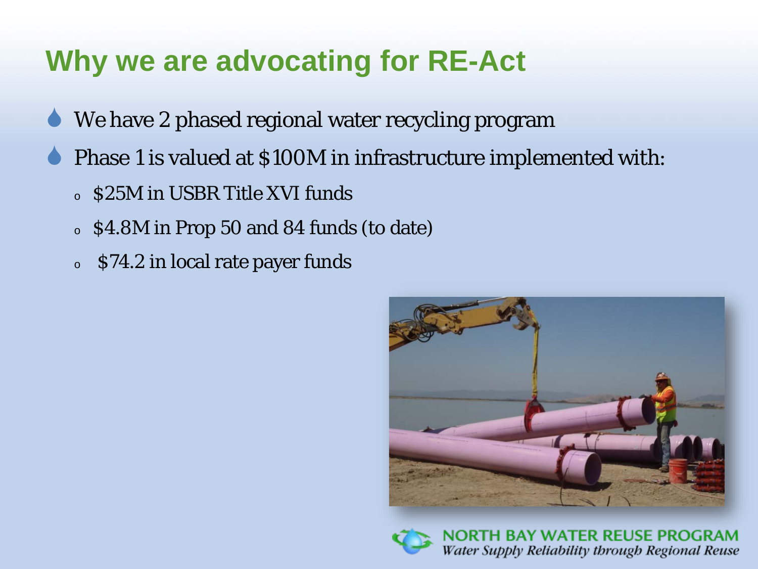# Why we are advocating for RE-Act

- We have 2 phased regional water recycling program
- Phase 1 is valued at $100M in infrastructure implemented with:
  - $25M in USBR Title XVI funds
  - $4.8M in Prop 50 and 84 funds (to date)
  - $74.2 in local rate payer funds

NORTH BAY WATER REUSE PROGRAM
*Water Supply Reliability through Regional Reuse*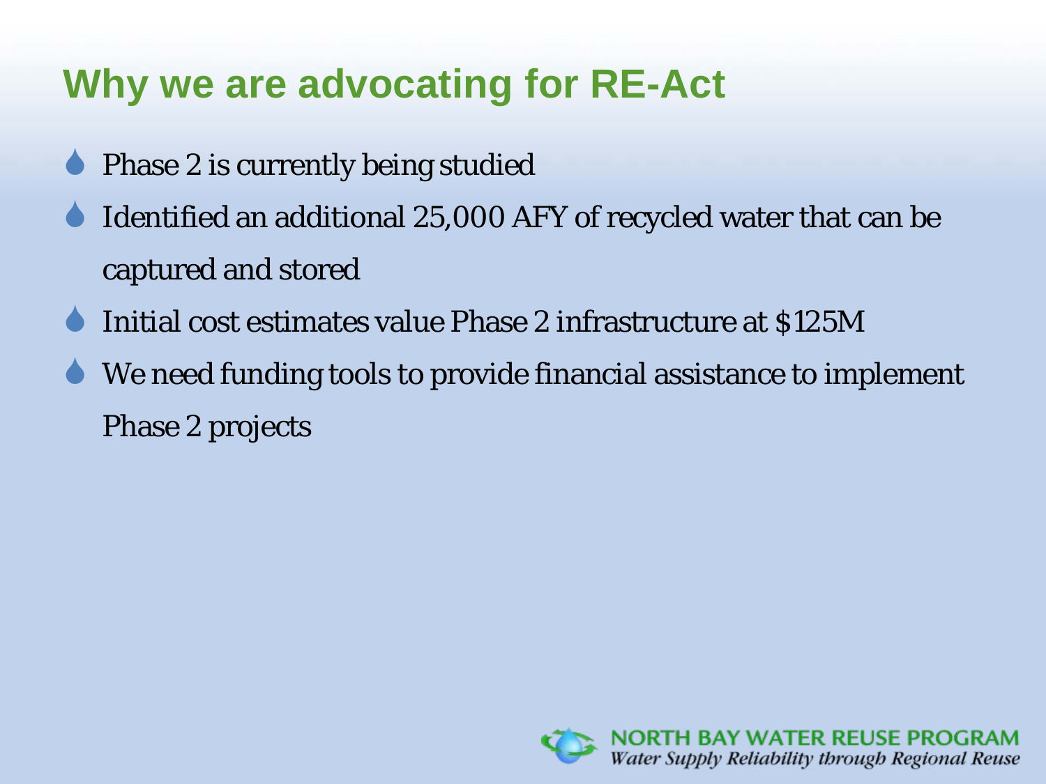## Why we are advocating for RE-Act

- Phase 2 is currently being studied
- Identified an additional 25,000 AFY of recycled water that can be captured and stored
- Initial cost estimates value Phase 2 infrastructure at $125M
- We need funding tools to provide financial assistance to implement Phase 2 projects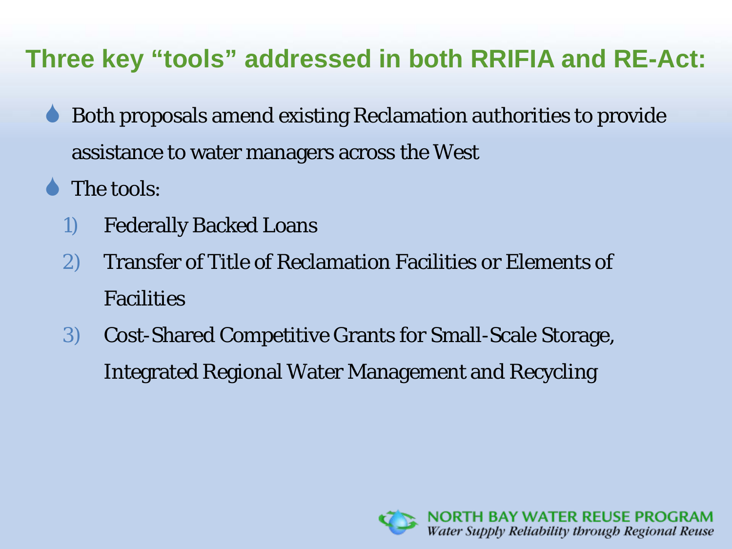# Three key "tools" addressed in both RRIFIA and RE-Act:

- Both proposals amend existing Reclamation authorities to provide assistance to water managers across the West
- The tools:
  1) Federally Backed Loans
  2) Transfer of Title of Reclamation Facilities or Elements of Facilities
  3) Cost-Shared Competitive Grants for Small-Scale Storage, Integrated Regional Water Management and Recycling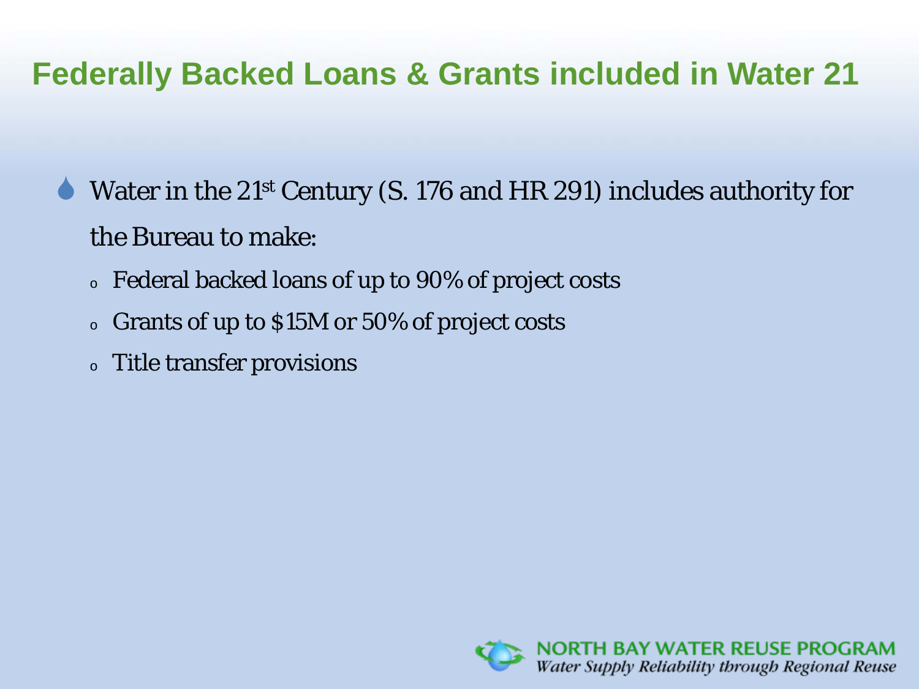# Federally Backed Loans & Grants included in Water 21

- Water in the 21st Century (S. 176 and HR 291) includes authority for the Bureau to make:
  - Federal backed loans of up to 90% of project costs
  - Grants of up to $15M or 50% of project costs
  - Title transfer provisions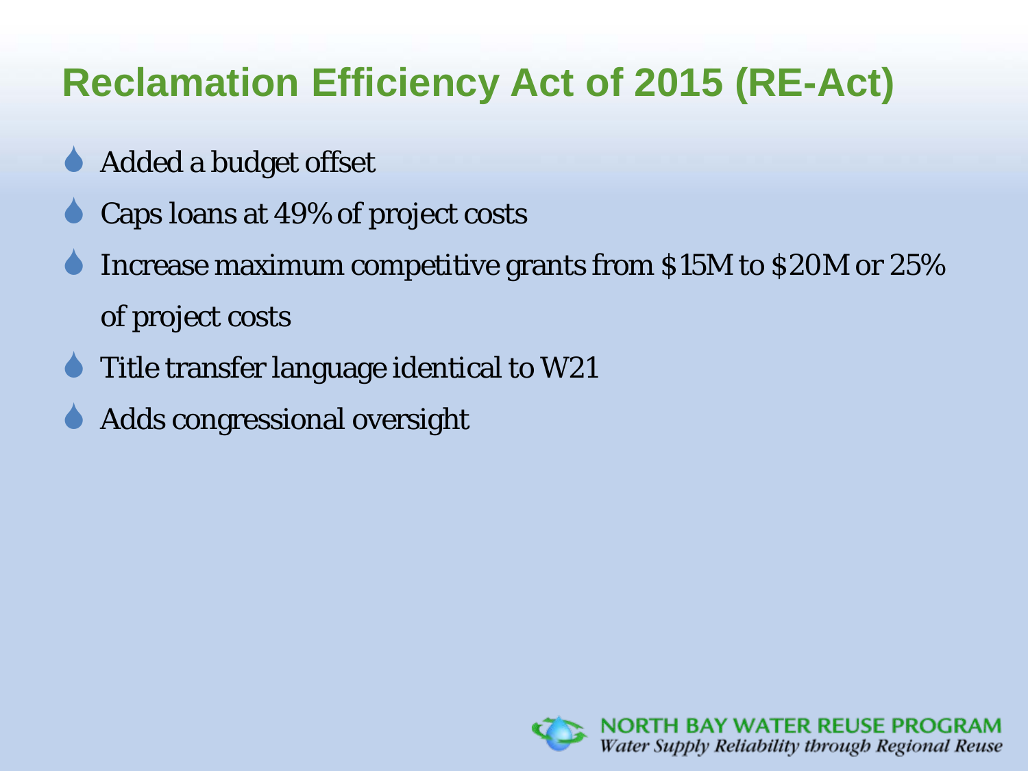# Reclamation Efficiency Act of 2015 (RE-Act)

- Added a budget offset
- Caps loans at 49% of project costs
- Increase maximum competitive grants from $15M to $20M or 25% of project costs
- Title transfer language identical to W21
- Adds congressional oversight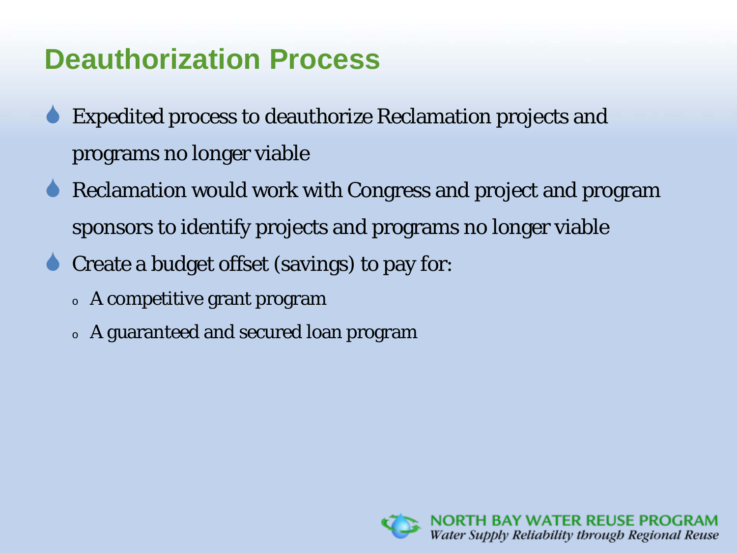# Deauthorization Process

- Expedited process to deauthorize Reclamation projects and programs no longer viable
- Reclamation would work with Congress and project and program sponsors to identify projects and programs no longer viable
- Create a budget offset (savings) to pay for:
  - A competitive grant program
  - A guaranteed and secured loan program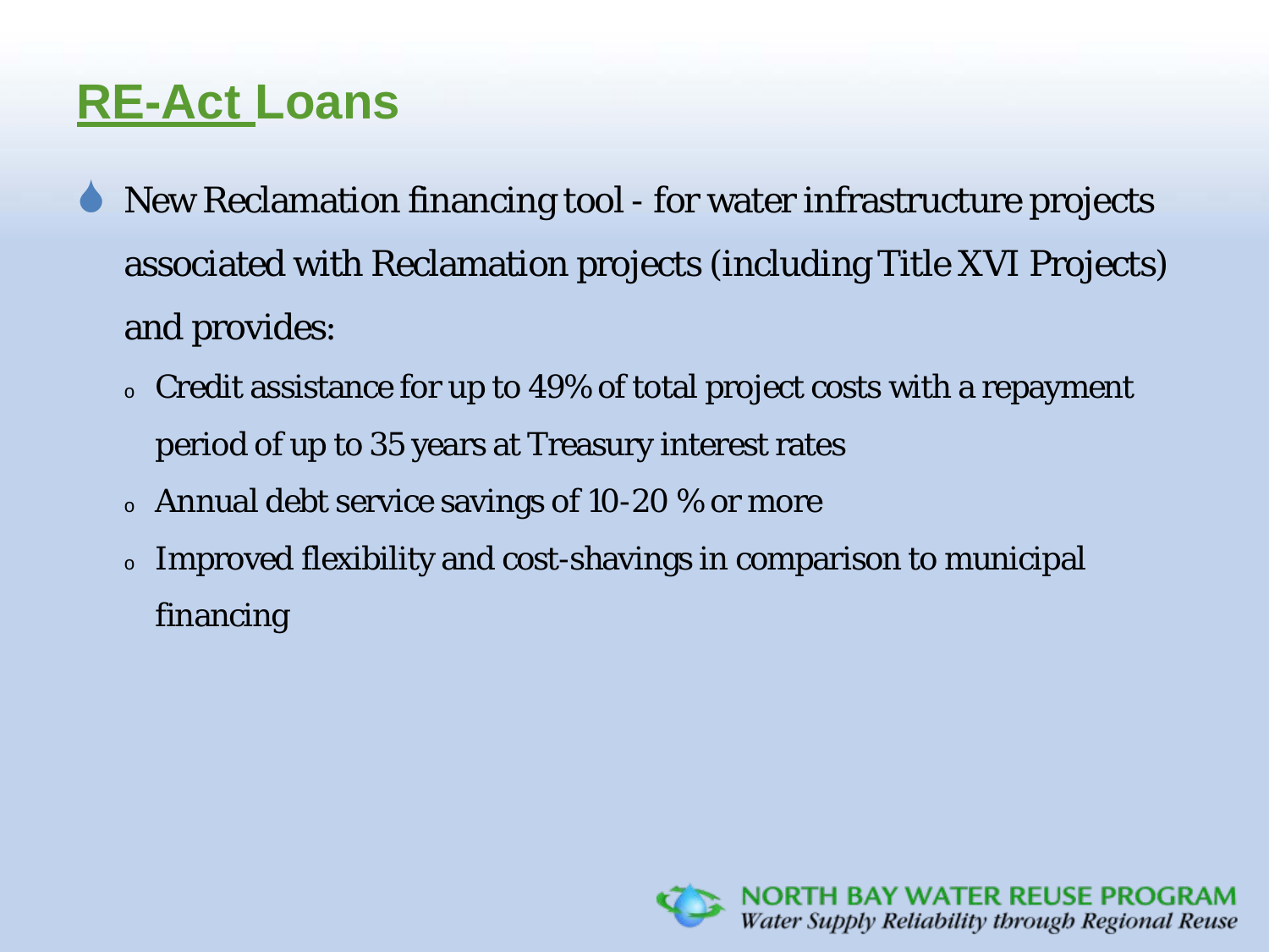# RE-Act Loans

- New Reclamation financing tool - for water infrastructure projects associated with Reclamation projects (including Title XVI Projects) and provides:
  - Credit assistance for up to 49% of total project costs with a repayment period of up to 35 years at Treasury interest rates
  - Annual debt service savings of 10-20 % or more
  - Improved flexibility and cost-shavings in comparison to municipal financing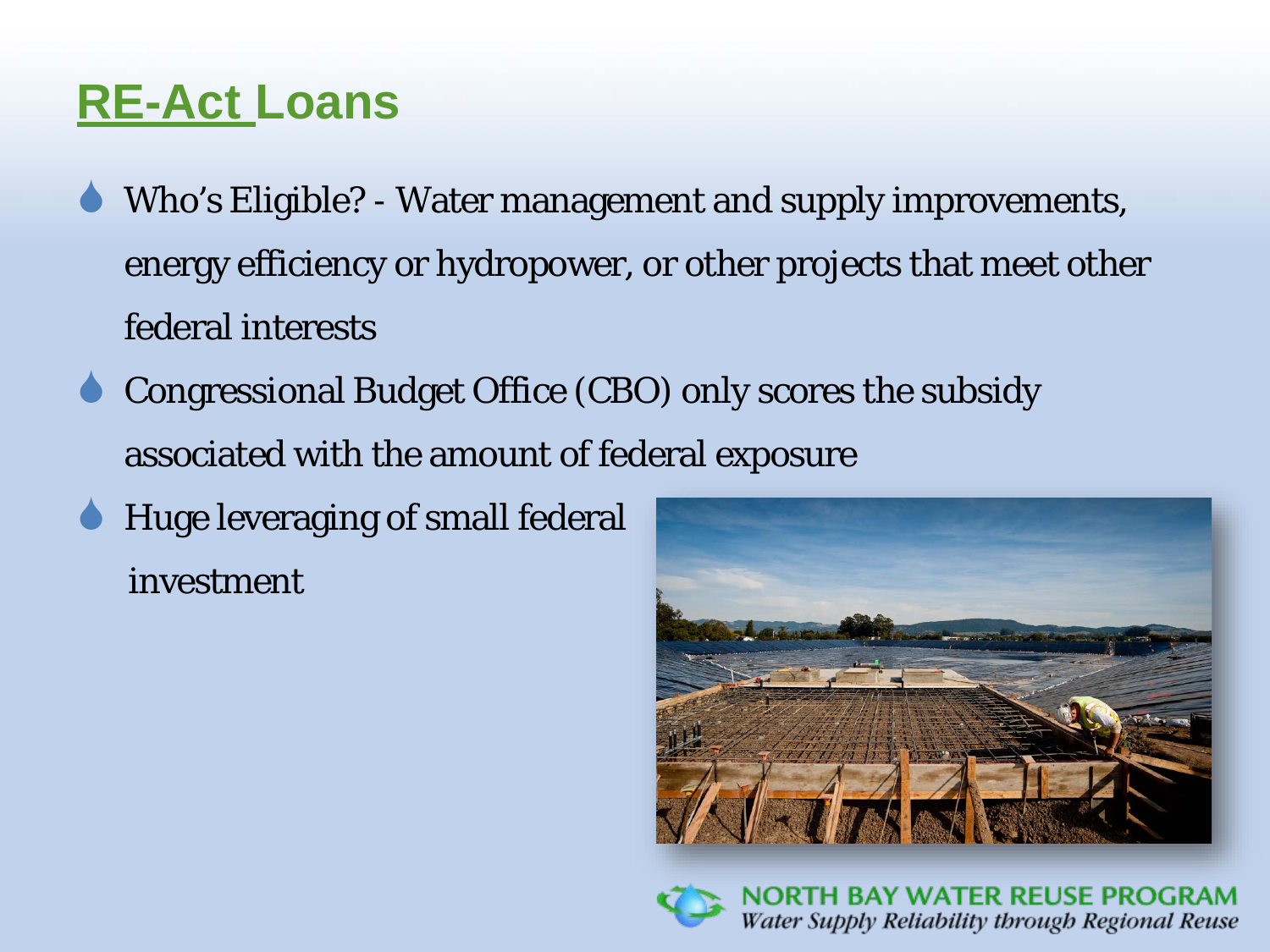# RE-Act Loans

- Who's Eligible? - Water management and supply improvements, energy efficiency or hydropower, or other projects that meet other federal interests
- Congressional Budget Office (CBO) only scores the subsidy associated with the amount of federal exposure
- Huge leveraging of small federal investment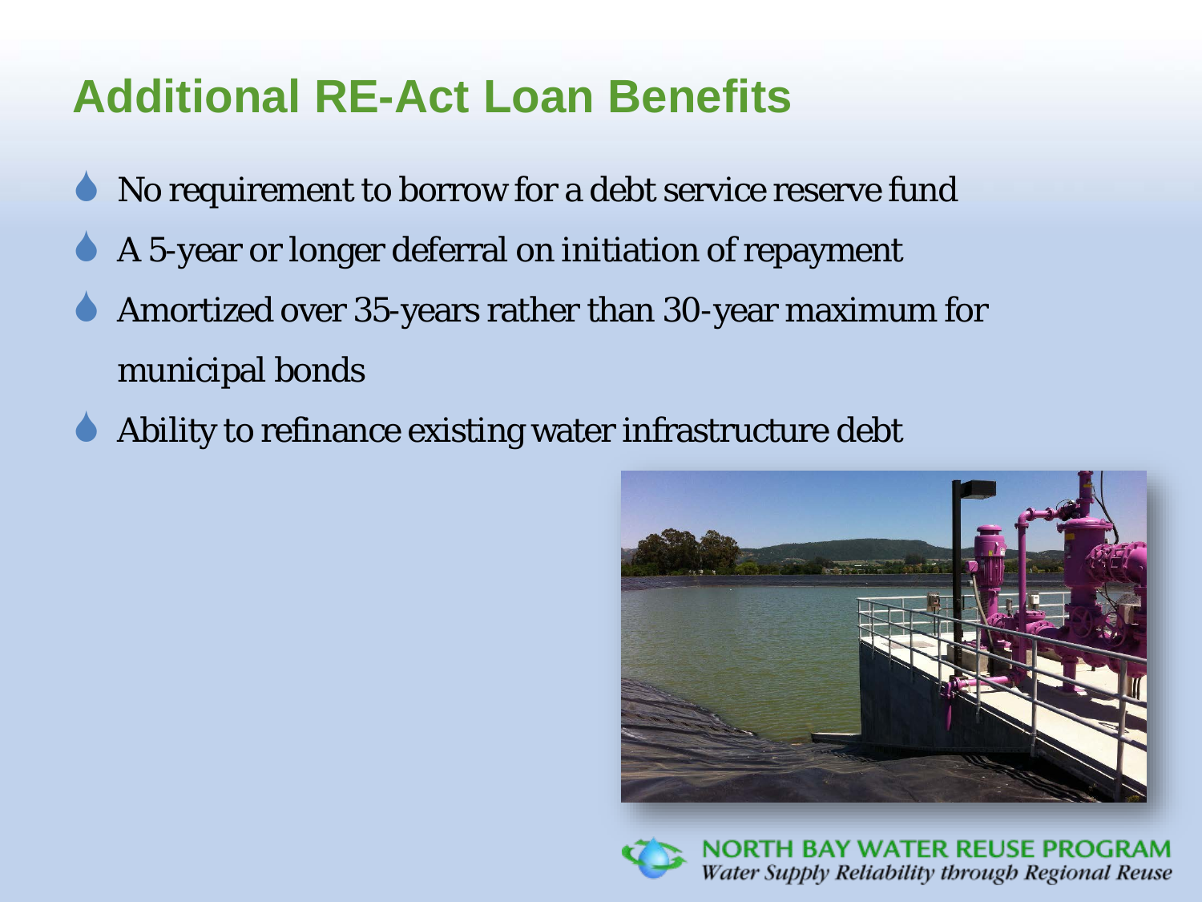# Additional RE-Act Loan Benefits

- No requirement to borrow for a debt service reserve fund
- A 5-year or longer deferral on initiation of repayment
- Amortized over 35-years rather than 30-year maximum for municipal bonds
- Ability to refinance existing water infrastructure debt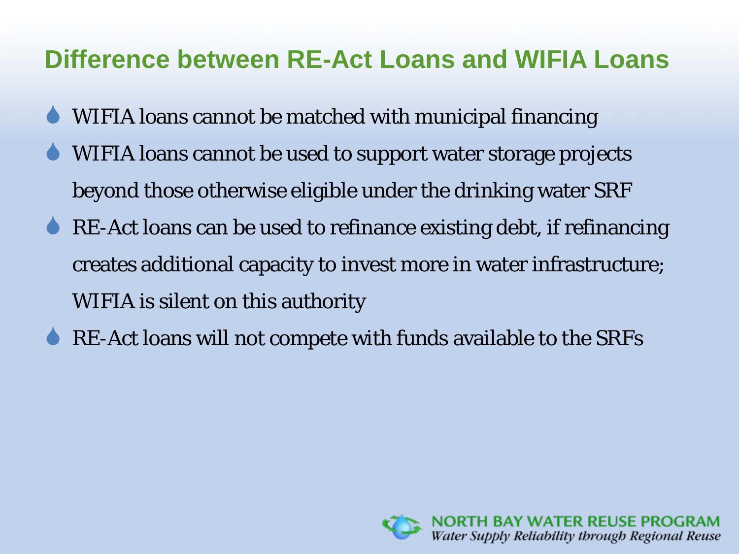## Difference between RE-Act Loans and WIFIA Loans

- WIFIA loans cannot be matched with municipal financing
- WIFIA loans cannot be used to support water storage projects beyond those otherwise eligible under the drinking water SRF
- RE-Act loans can be used to refinance existing debt, if refinancing creates additional capacity to invest more in water infrastructure; WIFIA is silent on this authority
- RE-Act loans will not compete with funds available to the SRFs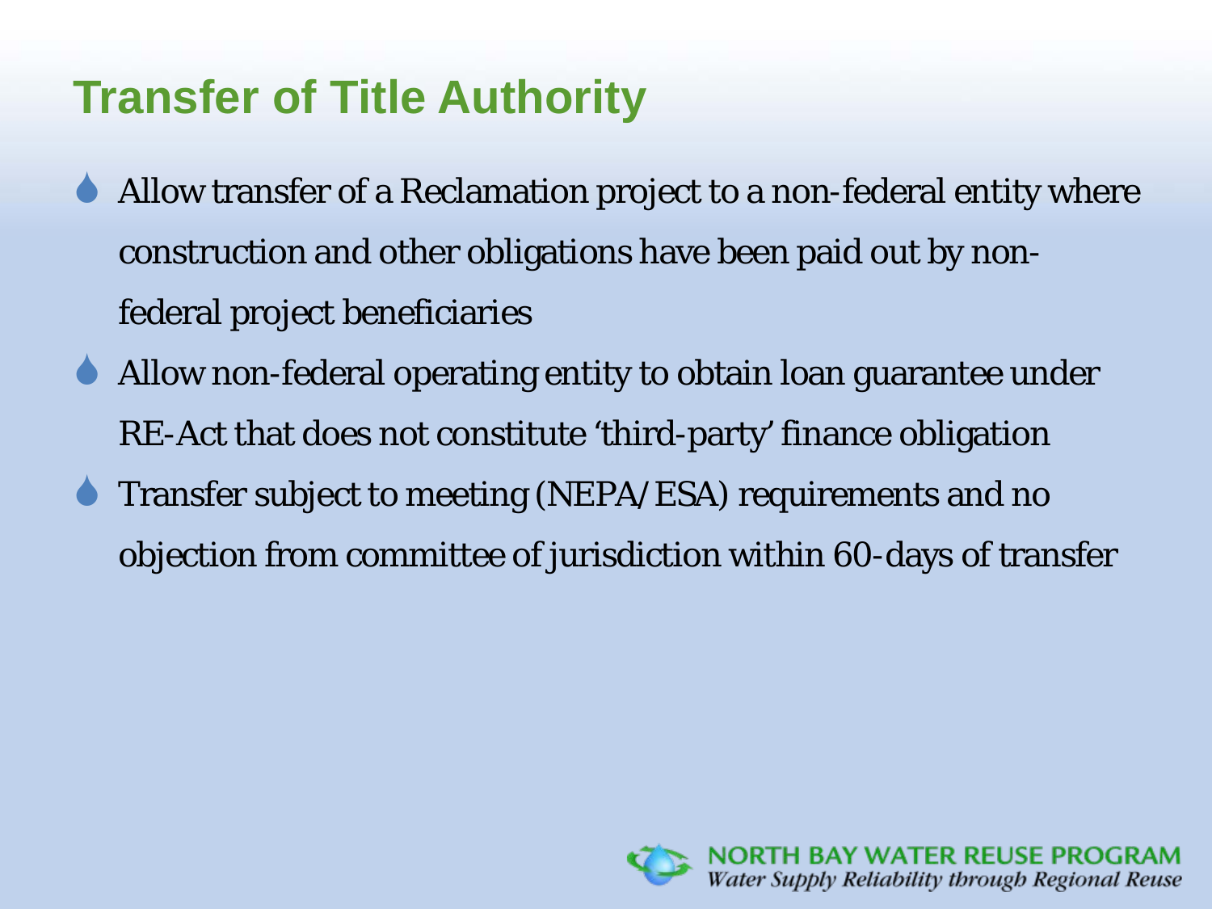# Transfer of Title Authority

- Allow transfer of a Reclamation project to a non-federal entity where construction and other obligations have been paid out by non-federal project beneficiaries
- Allow non-federal operating entity to obtain loan guarantee under RE-Act that does not constitute 'third-party' finance obligation
- Transfer subject to meeting (NEPA/ESA) requirements and no objection from committee of jurisdiction within 60-days of transfer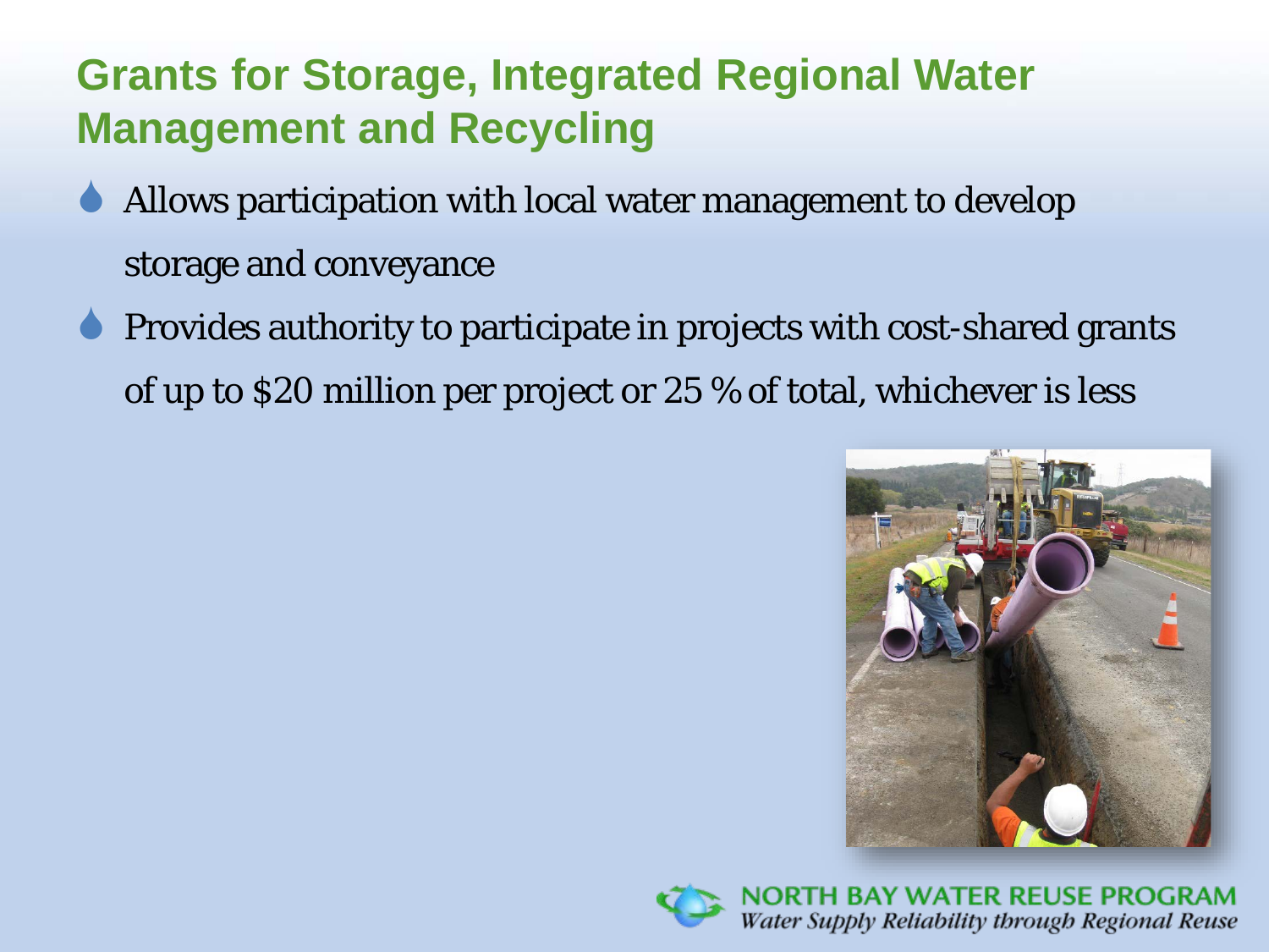# Grants for Storage, Integrated Regional Water Management and Recycling

- Allows participation with local water management to develop storage and conveyance
- Provides authority to participate in projects with cost-shared grants of up to $20 million per project or 25 % of total, whichever is less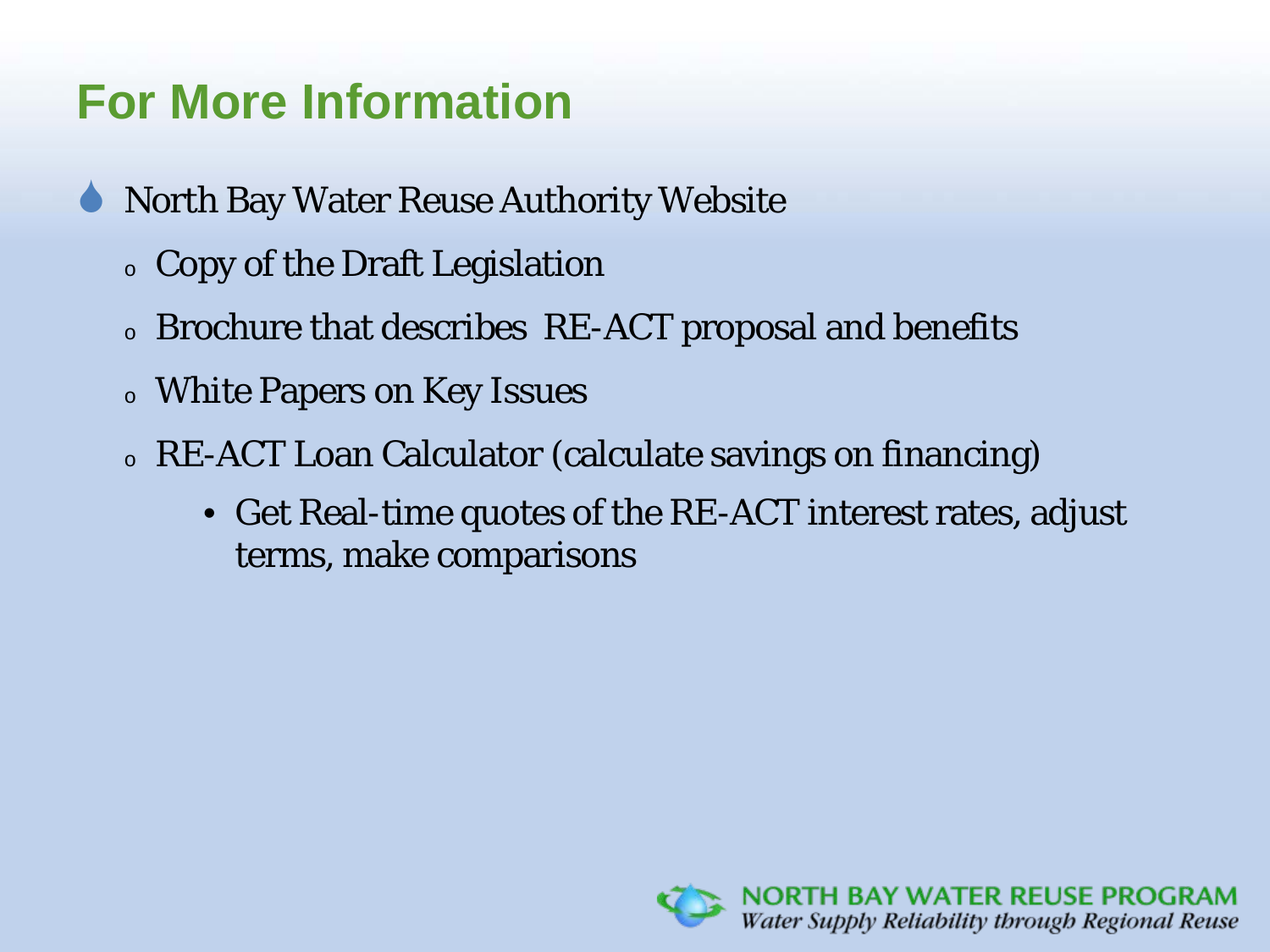# For More Information

- North Bay Water Reuse Authority Website
  - Copy of the Draft Legislation
  - Brochure that describes  RE-ACT proposal and benefits
  - White Papers on Key Issues
  - RE-ACT Loan Calculator (calculate savings on financing)
    - Get Real-time quotes of the RE-ACT interest rates, adjust terms, make comparisons

NORTH BAY WATER REUSE PROGRAM
*Water Supply Reliability through Regional Reuse*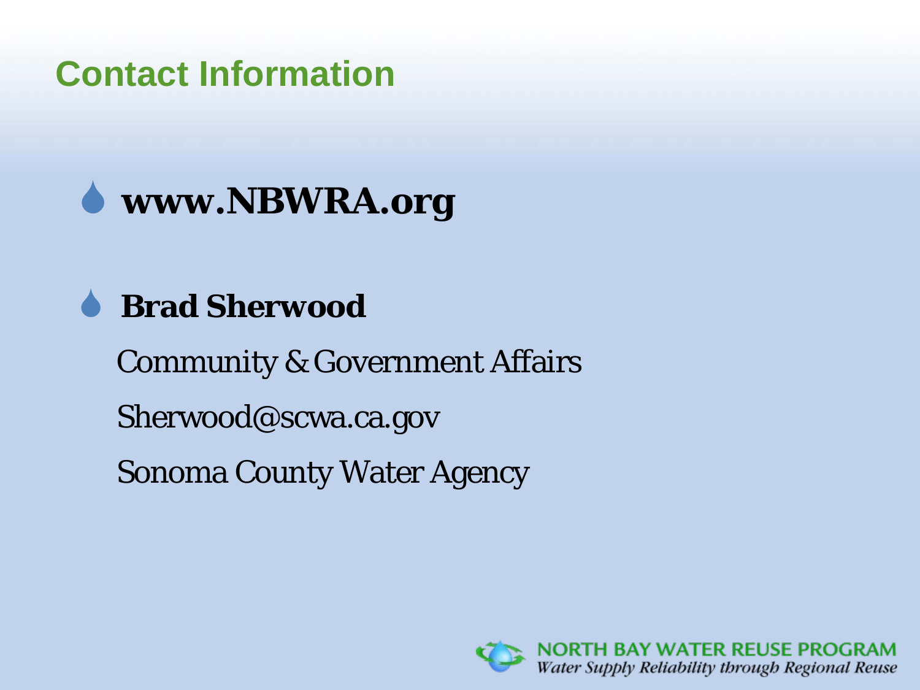# Contact Information

- **www.NBWRA.org**

- **Brad Sherwood**

  Community & Government Affairs

  Sherwood@scwa.ca.gov

  Sonoma County Water Agency

NORTH BAY WATER REUSE PROGRAM
*Water Supply Reliability through Regional Reuse*